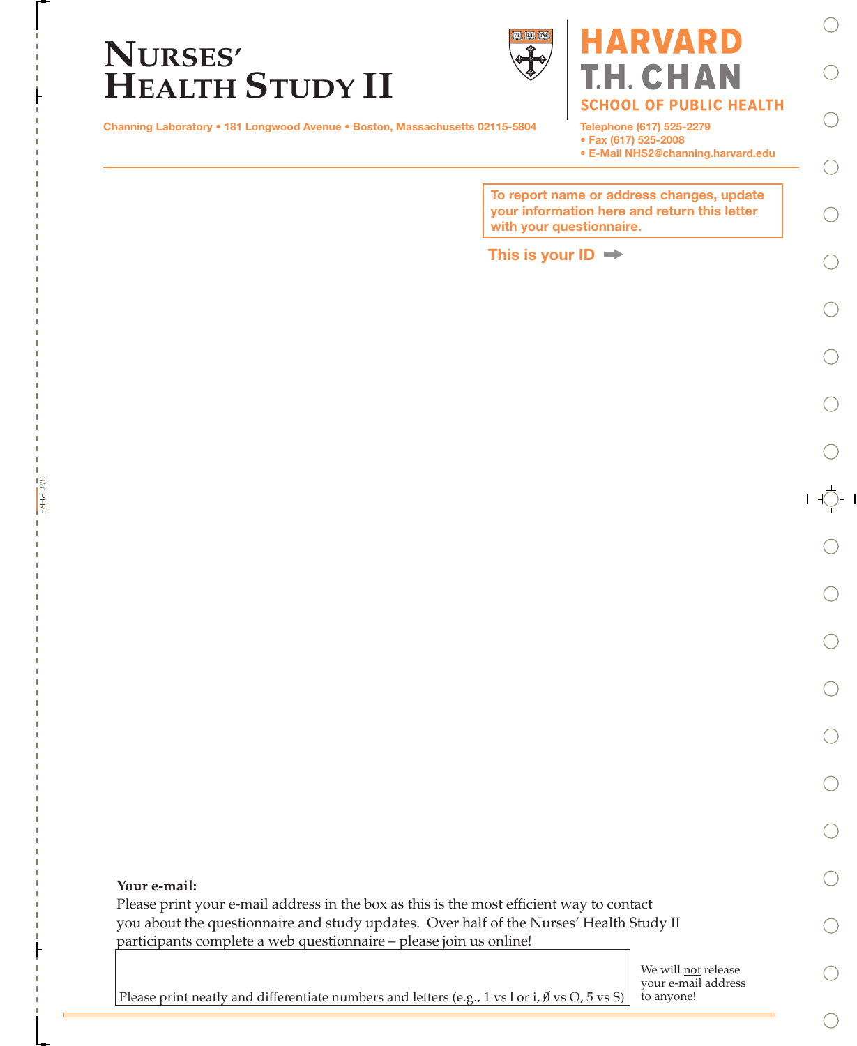# NURSES' HEALTH STUDY II

HARVARD T.H. CHAN SCHOOL OF PUBLIC HEALTH

Channing Laboratory • 181 Longwood Avenue • Boston, Massachusetts 02115-5804

Telephone (617) 525-2279
• Fax (617) 525-2008
• E-Mail NHS2@channing.harvard.edu

**To report name or address changes, update your information here and return this letter with your questionnaire.**

**This is your ID** ➡

**Your e-mail:**

Please print your e-mail address in the box as this is the most efficient way to contact you about the questionnaire and study updates. Over half of the Nurses' Health Study II participants complete a web questionnaire – please join us online!

Please print neatly and differentiate numbers and letters (e.g., 1 vs l or i, Ø vs O, 5 vs S)

We will not release your e-mail address to anyone!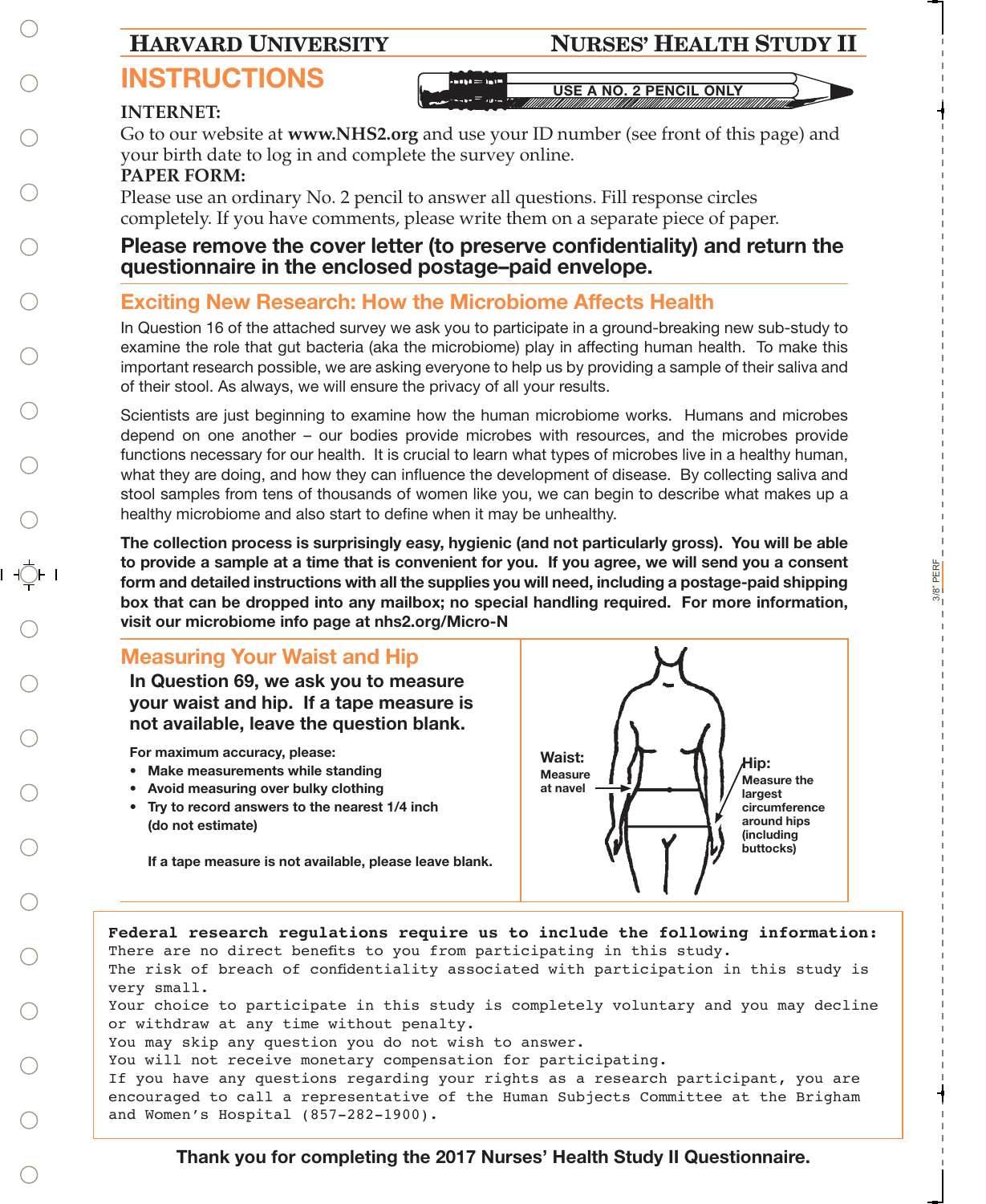**HARVARD UNIVERSITY** **NURSES' HEALTH STUDY II**

# INSTRUCTIONS

USE A NO. 2 PENCIL ONLY

**INTERNET:**
Go to our website at **www.NHS2.org** and use your ID number (see front of this page) and your birth date to log in and complete the survey online.

**PAPER FORM:**
Please use an ordinary No. 2 pencil to answer all questions. Fill response circles completely. If you have comments, please write them on a separate piece of paper.

**Please remove the cover letter (to preserve confidentiality) and return the questionnaire in the enclosed postage–paid envelope.**

## Exciting New Research: How the Microbiome Affects Health

In Question 16 of the attached survey we ask you to participate in a ground-breaking new sub-study to examine the role that gut bacteria (aka the microbiome) play in affecting human health. To make this important research possible, we are asking everyone to help us by providing a sample of their saliva and of their stool. As always, we will ensure the privacy of all your results.

Scientists are just beginning to examine how the human microbiome works. Humans and microbes depend on one another – our bodies provide microbes with resources, and the microbes provide functions necessary for our health. It is crucial to learn what types of microbes live in a healthy human, what they are doing, and how they can influence the development of disease. By collecting saliva and stool samples from tens of thousands of women like you, we can begin to describe what makes up a healthy microbiome and also start to define when it may be unhealthy.

**The collection process is surprisingly easy, hygienic (and not particularly gross). You will be able to provide a sample at a time that is convenient for you. If you agree, we will send you a consent form and detailed instructions with all the supplies you will need, including a postage-paid shipping box that can be dropped into any mailbox; no special handling required. For more information, visit our microbiome info page at nhs2.org/Micro-N**

## Measuring Your Waist and Hip

**In Question 69, we ask you to measure your waist and hip. If a tape measure is not available, leave the question blank.**

**For maximum accuracy, please:**

- **Make measurements while standing**
- **Avoid measuring over bulky clothing**
- **Try to record answers to the nearest 1/4 inch (do not estimate)**

**If a tape measure is not available, please leave blank.**

**Waist:** Measure at navel

**Hip:** Measure the largest circumference around hips (including buttocks)

**Federal research regulations require us to include the following information:**
There are no direct benefits to you from participating in this study.
The risk of breach of confidentiality associated with participation in this study is very small.
Your choice to participate in this study is completely voluntary and you may decline or withdraw at any time without penalty.
You may skip any question you do not wish to answer.
You will not receive monetary compensation for participating.
If you have any questions regarding your rights as a research participant, you are encouraged to call a representative of the Human Subjects Committee at the Brigham and Women's Hospital (857-282-1900).

**Thank you for completing the 2017 Nurses' Health Study II Questionnaire.**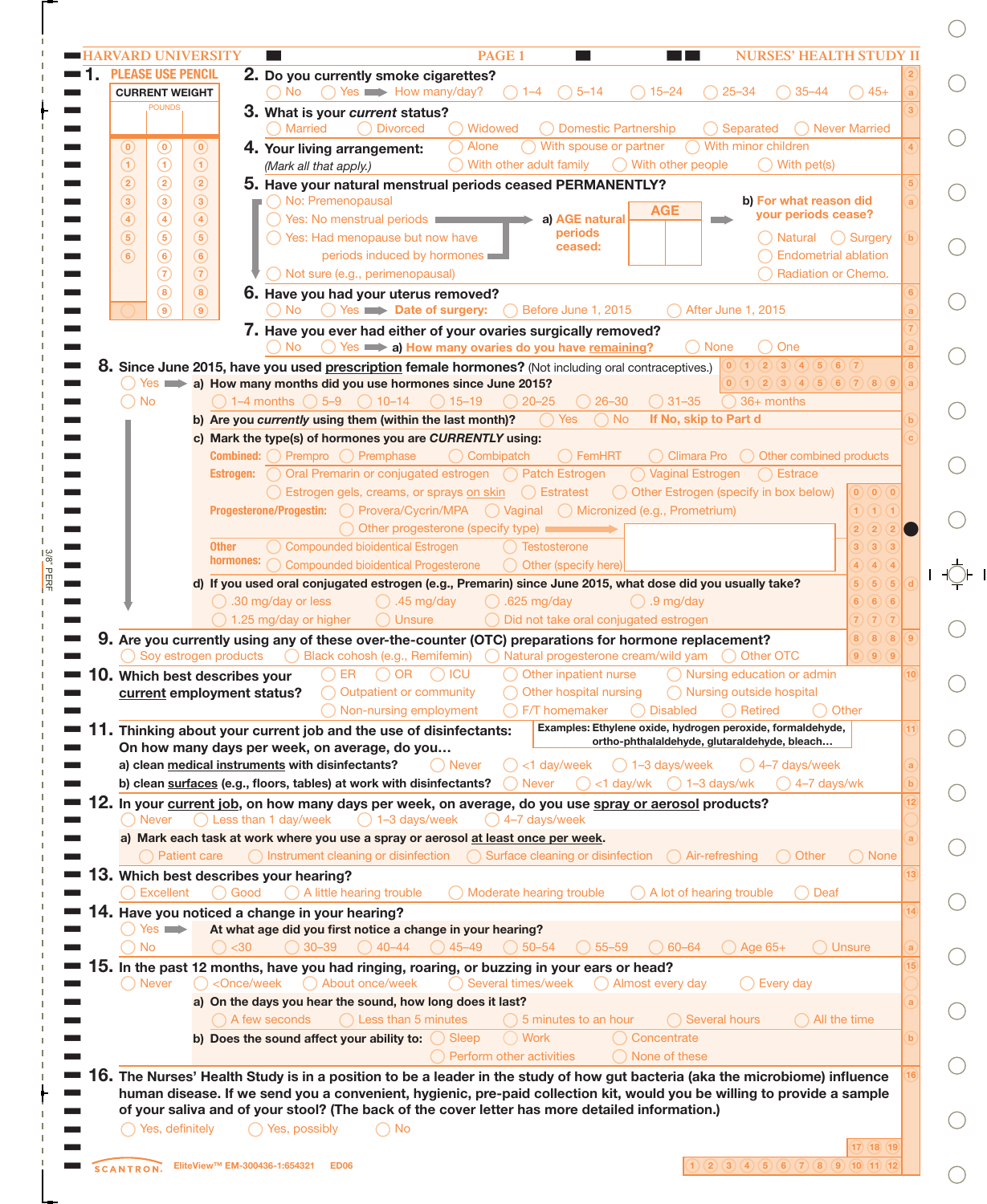HARVARD UNIVERSITY — PAGE 1 — NURSES' HEALTH STUDY II

**1. PLEASE USE PENCIL**

CURRENT WEIGHT

POUNDS

| | | |
|---|---|---|
| 0 | 0 | 0 |
| 1 | 1 | 1 |
| 2 | 2 | 2 |
| 3 | 3 | 3 |
| 4 | 4 | 4 |
| 5 | 5 | 5 |
| 6 | 6 | 6 |
| | 7 | 7 |
| | 8 | 8 |
| | 9 | 9 |

**2. Do you currently smoke cigarettes?**
○ No ○ Yes ➡ How many/day? ○ 1–4 ○ 5–14 ○ 15–24 ○ 25–34 ○ 35–44 ○ 45+

**3. What is your *current* status?**
○ Married ○ Divorced ○ Widowed ○ Domestic Partnership ○ Separated ○ Never Married

**4. Your living arrangement:** *(Mark all that apply.)*
○ Alone ○ With spouse or partner ○ With minor children ○ With other adult family ○ With other people ○ With pet(s)

**5. Have your natural menstrual periods ceased PERMANENTLY?**
○ No: Premenopausal
○ Yes: No menstrual periods
○ Yes: Had menopause but now have periods induced by hormones
○ Not sure (e.g., perimenopausal)

a) AGE natural periods ceased: AGE ☐☐

b) For what reason did your periods cease?
○ Natural ○ Surgery ○ Endometrial ablation ○ Radiation or Chemo.

**6. Have you had your uterus removed?**
○ No ○ Yes ➡ **Date of surgery:** ○ Before June 1, 2015 ○ After June 1, 2015

**7. Have you ever had either of your ovaries surgically removed?**
○ No ○ Yes ➡ a) **How many ovaries do you have remaining?** ○ None ○ One

**8. Since June 2015, have you used prescription female hormones?** (Not including oral contraceptives.)
○ Yes ➡ ○ No

a) How many months did you use hormones since June 2015?
○ 1–4 months ○ 5–9 ○ 10–14 ○ 15–19 ○ 20–25 ○ 26–30 ○ 31–35 ○ 36+ months

b) Are you *currently* using them (within the last month)? ○ Yes ○ No **If No, skip to Part d**

c) Mark the type(s) of hormones you are *CURRENTLY* using:

**Combined:** ○ Prempro ○ Premphase ○ Combipatch ○ FemHRT ○ Climara Pro ○ Other combined products

**Estrogen:** ○ Oral Premarin or conjugated estrogen ○ Patch Estrogen ○ Vaginal Estrogen ○ Estrace ○ Estrogen gels, creams, or sprays on skin ○ Estratest ○ Other Estrogen (specify in box below)

**Progesterone/Progestin:** ○ Provera/Cycrin/MPA ○ Vaginal ○ Micronized (e.g., Prometrium) ○ Other progesterone (specify type)

**Other hormones:** ○ Compounded bioidentical Estrogen ○ Testosterone ○ Compounded bioidentical Progesterone ○ Other (specify here)

d) If you used oral conjugated estrogen (e.g., Premarin) since June 2015, what dose did you usually take?
○ .30 mg/day or less ○ .45 mg/day ○ .625 mg/day ○ .9 mg/day ○ 1.25 mg/day or higher ○ Unsure ○ Did not take oral conjugated estrogen

**9. Are you currently using any of these over-the-counter (OTC) preparations for hormone replacement?**
○ Soy estrogen products ○ Black cohosh (e.g., Remifemin) ○ Natural progesterone cream/wild yam ○ Other OTC

**10. Which best describes your current employment status?**
○ ER ○ OR ○ ICU ○ Other inpatient nurse ○ Nursing education or admin ○ Outpatient or community ○ Other hospital nursing ○ Nursing outside hospital ○ Non-nursing employment ○ F/T homemaker ○ Disabled ○ Retired ○ Other

**11. Thinking about your current job and the use of disinfectants: On how many days per week, on average, do you…**

Examples: Ethylene oxide, hydrogen peroxide, formaldehyde, ortho-phthalaldehyde, glutaraldehyde, bleach…

a) clean medical instruments with disinfectants? ○ Never ○ <1 day/week ○ 1–3 days/week ○ 4–7 days/week

b) clean surfaces (e.g., floors, tables) at work with disinfectants? ○ Never ○ <1 day/wk ○ 1–3 days/wk ○ 4–7 days/wk

**12. In your current job, on how many days per week, on average, do you use spray or aerosol products?**
○ Never ○ Less than 1 day/week ○ 1–3 days/week ○ 4–7 days/week

a) Mark each task at work where you use a spray or aerosol at least once per week.
○ Patient care ○ Instrument cleaning or disinfection ○ Surface cleaning or disinfection ○ Air-refreshing ○ Other ○ None

**13. Which best describes your hearing?**
○ Excellent ○ Good ○ A little hearing trouble ○ Moderate hearing trouble ○ A lot of hearing trouble ○ Deaf

**14. Have you noticed a change in your hearing?**
○ Yes ➡ ○ No

At what age did you first notice a change in your hearing?
○ <30 ○ 30–39 ○ 40–44 ○ 45–49 ○ 50–54 ○ 55–59 ○ 60–64 ○ Age 65+ ○ Unsure

**15. In the past 12 months, have you had ringing, roaring, or buzzing in your ears or head?**
○ Never ○ <Once/week ○ About once/week ○ Several times/week ○ Almost every day ○ Every day

a) On the days you hear the sound, how long does it last?
○ A few seconds ○ Less than 5 minutes ○ 5 minutes to an hour ○ Several hours ○ All the time

b) Does the sound affect your ability to: ○ Sleep ○ Work ○ Concentrate ○ Perform other activities ○ None of these

**16. The Nurses' Health Study is in a position to be a leader in the study of how gut bacteria (aka the microbiome) influence human disease. If we send you a convenient, hygienic, pre-paid collection kit, would you be willing to provide a sample of your saliva and of your stool? (The back of the cover letter has more detailed information.)**
○ Yes, definitely ○ Yes, possibly ○ No

SCANTRON. EliteView™ EM-300436-1:654321 ED06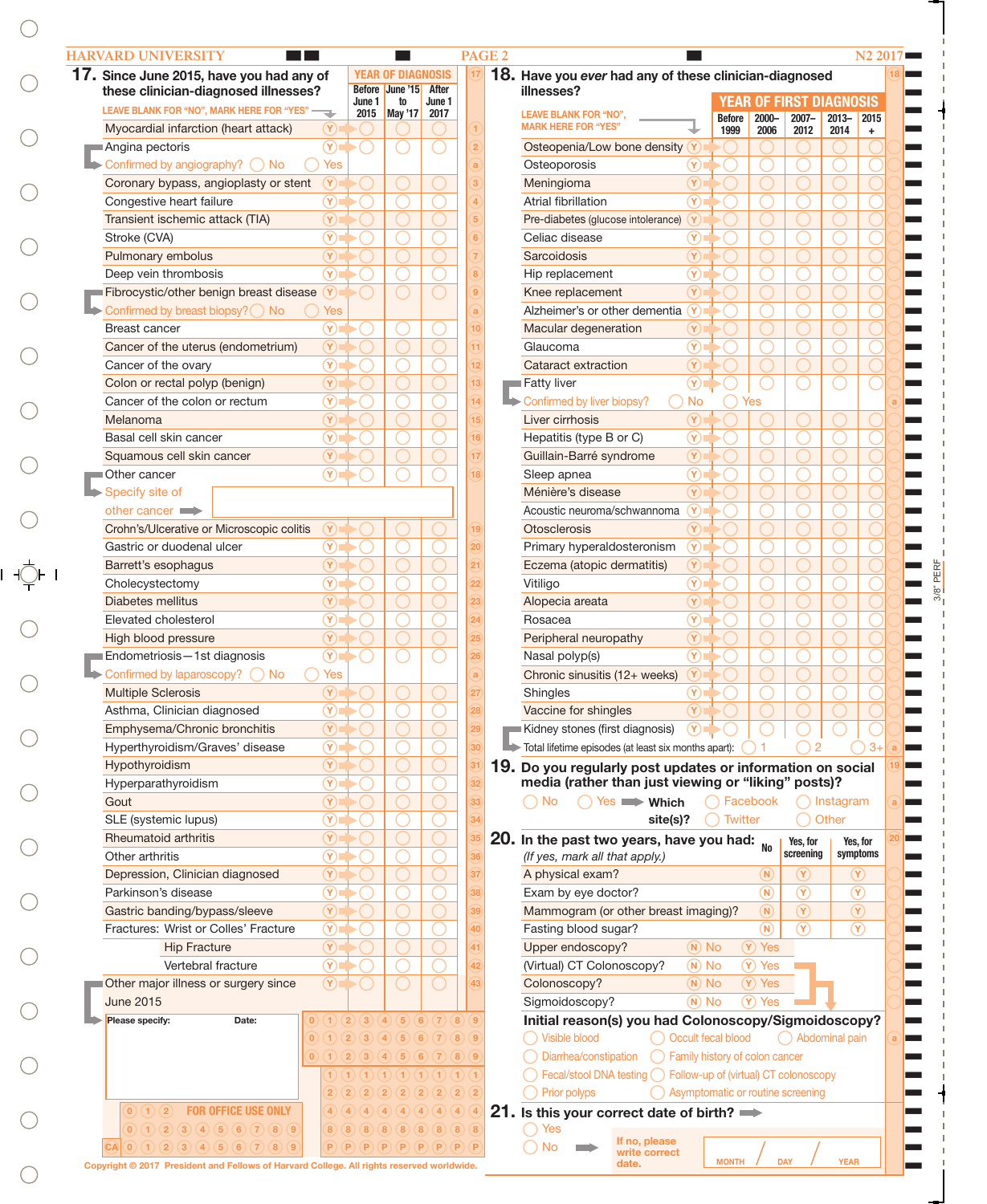HARVARD UNIVERSITY — PAGE 2 — N2 2017

## 17. Since June 2015, have you had any of these clinician-diagnosed illnesses?

LEAVE BLANK FOR "NO", MARK HERE FOR "YES"

| Illness | Yes | YEAR OF DIAGNOSIS: Before June 1 2015 | June '15 to May '17 | After June 1 2017 |
|---|---|---|---|---|
| Myocardial infarction (heart attack) | Ⓨ | ◯ | ◯ | ◯ |
| Angina pectoris | Ⓨ | ◯ | ◯ | ◯ |
| Confirmed by angiography? ◯ No ◯ Yes | | | | |
| Coronary bypass, angioplasty or stent | Ⓨ | ◯ | ◯ | ◯ |
| Congestive heart failure | Ⓨ | ◯ | ◯ | ◯ |
| Transient ischemic attack (TIA) | Ⓨ | ◯ | ◯ | ◯ |
| Stroke (CVA) | Ⓨ | ◯ | ◯ | ◯ |
| Pulmonary embolus | Ⓨ | ◯ | ◯ | ◯ |
| Deep vein thrombosis | Ⓨ | ◯ | ◯ | ◯ |
| Fibrocystic/other benign breast disease | Ⓨ | ◯ | ◯ | ◯ |
| Confirmed by breast biopsy? ◯ No ◯ Yes | | | | |
| Breast cancer | Ⓨ | ◯ | ◯ | ◯ |
| Cancer of the uterus (endometrium) | Ⓨ | ◯ | ◯ | ◯ |
| Cancer of the ovary | Ⓨ | ◯ | ◯ | ◯ |
| Colon or rectal polyp (benign) | Ⓨ | ◯ | ◯ | ◯ |
| Cancer of the colon or rectum | Ⓨ | ◯ | ◯ | ◯ |
| Melanoma | Ⓨ | ◯ | ◯ | ◯ |
| Basal cell skin cancer | Ⓨ | ◯ | ◯ | ◯ |
| Squamous cell skin cancer | Ⓨ | ◯ | ◯ | ◯ |
| Other cancer | Ⓨ | ◯ | ◯ | ◯ |
| Specify site of other cancer → ________ | | | | |
| Crohn's/Ulcerative or Microscopic colitis | Ⓨ | ◯ | ◯ | ◯ |
| Gastric or duodenal ulcer | Ⓨ | ◯ | ◯ | ◯ |
| Barrett's esophagus | Ⓨ | ◯ | ◯ | ◯ |
| Cholecystectomy | Ⓨ | ◯ | ◯ | ◯ |
| Diabetes mellitus | Ⓨ | ◯ | ◯ | ◯ |
| Elevated cholesterol | Ⓨ | ◯ | ◯ | ◯ |
| High blood pressure | Ⓨ | ◯ | ◯ | ◯ |
| Endometriosis—1st diagnosis | Ⓨ | ◯ | ◯ | ◯ |
| Confirmed by laparoscopy? ◯ No ◯ Yes | | | | |
| Multiple Sclerosis | Ⓨ | ◯ | ◯ | ◯ |
| Asthma, Clinician diagnosed | Ⓨ | ◯ | ◯ | ◯ |
| Emphysema/Chronic bronchitis | Ⓨ | ◯ | ◯ | ◯ |
| Hyperthyroidism/Graves' disease | Ⓨ | ◯ | ◯ | ◯ |
| Hypothyroidism | Ⓨ | ◯ | ◯ | ◯ |
| Hyperparathyroidism | Ⓨ | ◯ | ◯ | ◯ |
| Gout | Ⓨ | ◯ | ◯ | ◯ |
| SLE (systemic lupus) | Ⓨ | ◯ | ◯ | ◯ |
| Rheumatoid arthritis | Ⓨ | ◯ | ◯ | ◯ |
| Other arthritis | Ⓨ | ◯ | ◯ | ◯ |
| Depression, Clinician diagnosed | Ⓨ | ◯ | ◯ | ◯ |
| Parkinson's disease | Ⓨ | ◯ | ◯ | ◯ |
| Gastric banding/bypass/sleeve | Ⓨ | ◯ | ◯ | ◯ |
| Fractures: Wrist or Colles' Fracture | Ⓨ | ◯ | ◯ | ◯ |
| Hip Fracture | Ⓨ | ◯ | ◯ | ◯ |
| Vertebral fracture | Ⓨ | ◯ | ◯ | ◯ |
| Other major illness or surgery since June 2015 | Ⓨ | ◯ | ◯ | ◯ |

Please specify: ________ Date: ________

FOR OFFICE USE ONLY

## 18. Have you *ever* had any of these clinician-diagnosed illnesses?

LEAVE BLANK FOR "NO", MARK HERE FOR "YES"

| Illness | Yes | YEAR OF FIRST DIAGNOSIS: Before 1999 | 2000–2006 | 2007–2012 | 2013–2014 | 2015 + |
|---|---|---|---|---|---|---|
| Osteopenia/Low bone density | Ⓨ | ◯ | ◯ | ◯ | ◯ | ◯ |
| Osteoporosis | Ⓨ | ◯ | ◯ | ◯ | ◯ | ◯ |
| Meningioma | Ⓨ | ◯ | ◯ | ◯ | ◯ | ◯ |
| Atrial fibrillation | Ⓨ | ◯ | ◯ | ◯ | ◯ | ◯ |
| Pre-diabetes (glucose intolerance) | Ⓨ | ◯ | ◯ | ◯ | ◯ | ◯ |
| Celiac disease | Ⓨ | ◯ | ◯ | ◯ | ◯ | ◯ |
| Sarcoidosis | Ⓨ | ◯ | ◯ | ◯ | ◯ | ◯ |
| Hip replacement | Ⓨ | ◯ | ◯ | ◯ | ◯ | ◯ |
| Knee replacement | Ⓨ | ◯ | ◯ | ◯ | ◯ | ◯ |
| Alzheimer's or other dementia | Ⓨ | ◯ | ◯ | ◯ | ◯ | ◯ |
| Macular degeneration | Ⓨ | ◯ | ◯ | ◯ | ◯ | ◯ |
| Glaucoma | Ⓨ | ◯ | ◯ | ◯ | ◯ | ◯ |
| Cataract extraction | Ⓨ | ◯ | ◯ | ◯ | ◯ | ◯ |
| Fatty liver | Ⓨ | ◯ | ◯ | ◯ | ◯ | ◯ |
| Confirmed by liver biopsy? ◯ No ◯ Yes | | | | | | |
| Liver cirrhosis | Ⓨ | ◯ | ◯ | ◯ | ◯ | ◯ |
| Hepatitis (type B or C) | Ⓨ | ◯ | ◯ | ◯ | ◯ | ◯ |
| Guillain-Barré syndrome | Ⓨ | ◯ | ◯ | ◯ | ◯ | ◯ |
| Sleep apnea | Ⓨ | ◯ | ◯ | ◯ | ◯ | ◯ |
| Ménière's disease | Ⓨ | ◯ | ◯ | ◯ | ◯ | ◯ |
| Acoustic neuroma/schwannoma | Ⓨ | ◯ | ◯ | ◯ | ◯ | ◯ |
| Otosclerosis | Ⓨ | ◯ | ◯ | ◯ | ◯ | ◯ |
| Primary hyperaldosteronism | Ⓨ | ◯ | ◯ | ◯ | ◯ | ◯ |
| Eczema (atopic dermatitis) | Ⓨ | ◯ | ◯ | ◯ | ◯ | ◯ |
| Vitiligo | Ⓨ | ◯ | ◯ | ◯ | ◯ | ◯ |
| Alopecia areata | Ⓨ | ◯ | ◯ | ◯ | ◯ | ◯ |
| Rosacea | Ⓨ | ◯ | ◯ | ◯ | ◯ | ◯ |
| Peripheral neuropathy | Ⓨ | ◯ | ◯ | ◯ | ◯ | ◯ |
| Nasal polyp(s) | Ⓨ | ◯ | ◯ | ◯ | ◯ | ◯ |
| Chronic sinusitis (12+ weeks) | Ⓨ | ◯ | ◯ | ◯ | ◯ | ◯ |
| Shingles | Ⓨ | ◯ | ◯ | ◯ | ◯ | ◯ |
| Vaccine for shingles | Ⓨ | ◯ | ◯ | ◯ | ◯ | ◯ |
| Kidney stones (first diagnosis) | Ⓨ | ◯ | ◯ | ◯ | ◯ | ◯ |

Total lifetime episodes (at least six months apart): ◯ 1 ◯ 2 ◯ 3+

## 19. Do you regularly post updates or information on social media (rather than just viewing or "liking" posts)?

◯ No ◯ Yes → Which site(s)? ◯ Facebook ◯ Instagram ◯ Twitter ◯ Other

## 20. In the past two years, have you had:

*(If yes, mark all that apply.)*

| | No | Yes, for screening | Yes, for symptoms |
|---|---|---|---|
| A physical exam? | Ⓝ | Ⓨ | Ⓨ |
| Exam by eye doctor? | Ⓝ | Ⓨ | Ⓨ |
| Mammogram (or other breast imaging)? | Ⓝ | Ⓨ | Ⓨ |
| Fasting blood sugar? | Ⓝ | Ⓨ | Ⓨ |

| | | |
|---|---|---|
| Upper endoscopy? | Ⓝ No | Ⓨ Yes |
| (Virtual) CT Colonoscopy? | Ⓝ No | Ⓨ Yes |
| Colonoscopy? | Ⓝ No | Ⓨ Yes |
| Sigmoidoscopy? | Ⓝ No | Ⓨ Yes |

**Initial reason(s) you had Colonoscopy/Sigmoidoscopy?**

- ◯ Visible blood
- ◯ Occult fecal blood
- ◯ Abdominal pain
- ◯ Diarrhea/constipation
- ◯ Family history of colon cancer
- ◯ Fecal/stool DNA testing
- ◯ Follow-up of (virtual) CT colonoscopy
- ◯ Prior polyps
- ◯ Asymptomatic or routine screening

## 21. Is this your correct date of birth?

◯ Yes
◯ No → If no, please write correct date. MONTH / DAY / YEAR

Copyright © 2017 President and Fellows of Harvard College. All rights reserved worldwide.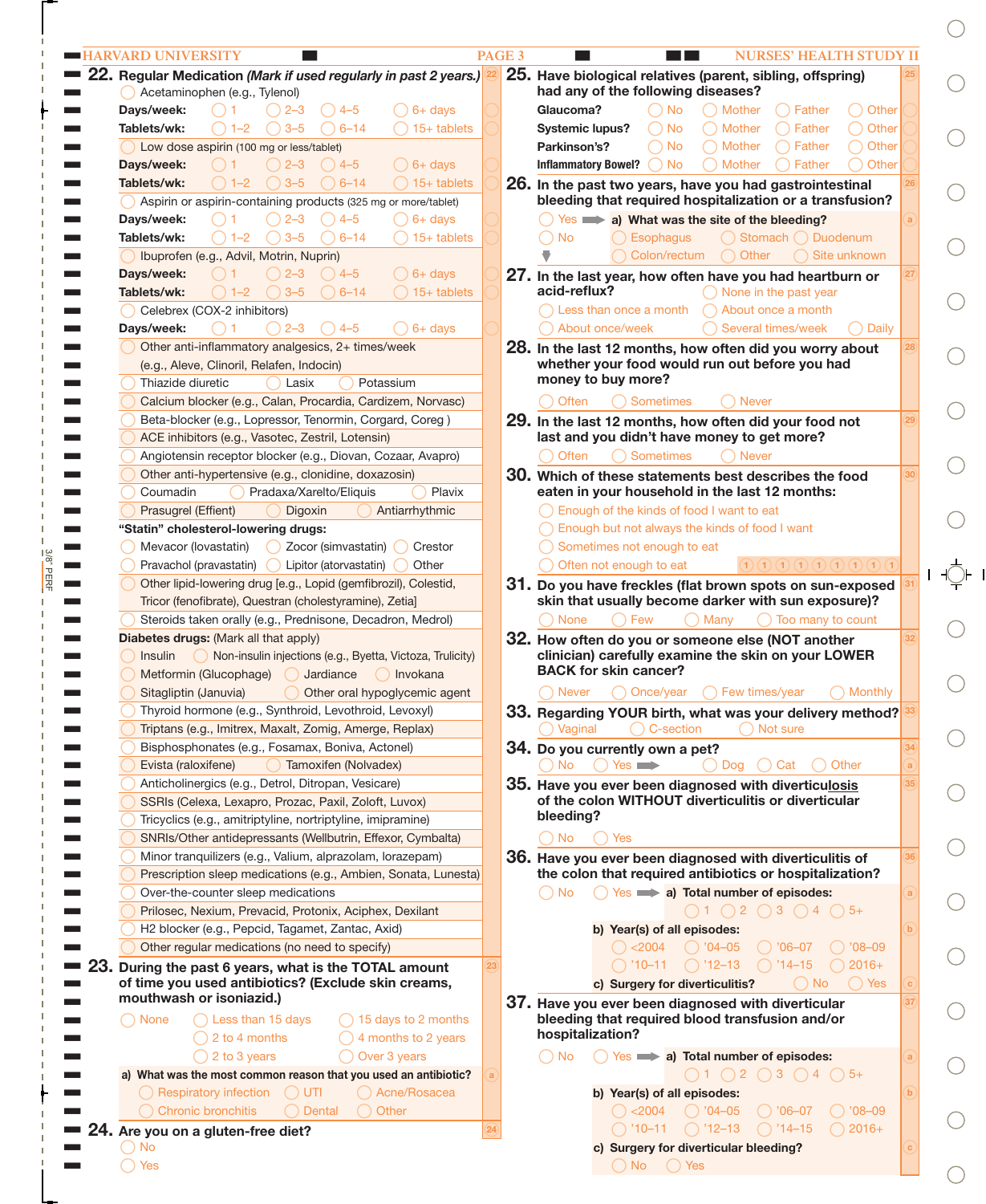## 22. Regular Medication *(Mark if used regularly in past 2 years.)*

- Acetaminophen (e.g., Tylenol)
  - Days/week: ◯ 1 ◯ 2–3 ◯ 4–5 ◯ 6+ days
  - Tablets/wk: ◯ 1–2 ◯ 3–5 ◯ 6–14 ◯ 15+ tablets
- Low dose aspirin (100 mg or less/tablet)
  - Days/week: ◯ 1 ◯ 2–3 ◯ 4–5 ◯ 6+ days
  - Tablets/wk: ◯ 1–2 ◯ 3–5 ◯ 6–14 ◯ 15+ tablets
- Aspirin or aspirin-containing products (325 mg or more/tablet)
  - Days/week: ◯ 1 ◯ 2–3 ◯ 4–5 ◯ 6+ days
  - Tablets/wk: ◯ 1–2 ◯ 3–5 ◯ 6–14 ◯ 15+ tablets
- Ibuprofen (e.g., Advil, Motrin, Nuprin)
  - Days/week: ◯ 1 ◯ 2–3 ◯ 4–5 ◯ 6+ days
  - Tablets/wk: ◯ 1–2 ◯ 3–5 ◯ 6–14 ◯ 15+ tablets
- Celebrex (COX-2 inhibitors)
  - Days/week: ◯ 1 ◯ 2–3 ◯ 4–5 ◯ 6+ days
- Other anti-inflammatory analgesics, 2+ times/week (e.g., Aleve, Clinoril, Relafen, Indocin)
- Thiazide diuretic ◯ Lasix ◯ Potassium
- Calcium blocker (e.g., Calan, Procardia, Cardizem, Norvasc)
- Beta-blocker (e.g., Lopressor, Tenormin, Corgard, Coreg )
- ACE inhibitors (e.g., Vasotec, Zestril, Lotensin)
- Angiotensin receptor blocker (e.g., Diovan, Cozaar, Avapro)
- Other anti-hypertensive (e.g., clonidine, doxazosin)
- Coumadin ◯ Pradaxa/Xarelto/Eliquis ◯ Plavix
- Prasugrel (Effient) ◯ Digoxin ◯ Antiarrhythmic

**"Statin" cholesterol-lowering drugs:**

- Mevacor (lovastatin) ◯ Zocor (simvastatin) ◯ Crestor
- Pravachol (pravastatin) ◯ Lipitor (atorvastatin) ◯ Other
- Other lipid-lowering drug [e.g., Lopid (gemfibrozil), Colestid, Tricor (fenofibrate), Questran (cholestyramine), Zetia]
- Steroids taken orally (e.g., Prednisone, Decadron, Medrol)

**Diabetes drugs:** (Mark all that apply)

- Insulin ◯ Non-insulin injections (e.g., Byetta, Victoza, Trulicity)
- Metformin (Glucophage) ◯ Jardiance ◯ Invokana
- Sitagliptin (Januvia) ◯ Other oral hypoglycemic agent
- Thyroid hormone (e.g., Synthroid, Levothroid, Levoxyl)
- Triptans (e.g., Imitrex, Maxalt, Zomig, Amerge, Replax)
- Bisphosphonates (e.g., Fosamax, Boniva, Actonel)
- Evista (raloxifene) ◯ Tamoxifen (Nolvadex)
- Anticholinergics (e.g., Detrol, Ditropan, Vesicare)
- SSRIs (Celexa, Lexapro, Prozac, Paxil, Zoloft, Luvox)
- Tricyclics (e.g., amitriptyline, nortriptyline, imipramine)
- SNRIs/Other antidepressants (Wellbutrin, Effexor, Cymbalta)
- Minor tranquilizers (e.g., Valium, alprazolam, lorazepam)
- Prescription sleep medications (e.g., Ambien, Sonata, Lunesta)
- Over-the-counter sleep medications
- Prilosec, Nexium, Prevacid, Protonix, Aciphex, Dexilant
- H2 blocker (e.g., Pepcid, Tagamet, Zantac, Axid)
- Other regular medications (no need to specify)

## 23. During the past 6 years, what is the TOTAL amount of time you used antibiotics? (Exclude skin creams, mouthwash or isoniazid.)

◯ None ◯ Less than 15 days ◯ 15 days to 2 months ◯ 2 to 4 months ◯ 4 months to 2 years ◯ 2 to 3 years ◯ Over 3 years

a) What was the most common reason that you used an antibiotic?

◯ Respiratory infection ◯ UTI ◯ Acne/Rosacea ◯ Chronic bronchitis ◯ Dental ◯ Other

## 24. Are you on a gluten-free diet?

◯ No
◯ Yes

## 25. Have biological relatives (parent, sibling, offspring) had any of the following diseases?

| | | | | |
|---|---|---|---|---|
| Glaucoma? | ◯ No | ◯ Mother | ◯ Father | ◯ Other |
| Systemic lupus? | ◯ No | ◯ Mother | ◯ Father | ◯ Other |
| Parkinson's? | ◯ No | ◯ Mother | ◯ Father | ◯ Other |
| Inflammatory Bowel? | ◯ No | ◯ Mother | ◯ Father | ◯ Other |

## 26. In the past two years, have you had gastrointestinal bleeding that required hospitalization or a transfusion?

◯ Yes → a) What was the site of the bleeding?
◯ Esophagus ◯ Stomach ◯ Duodenum ◯ Colon/rectum ◯ Other ◯ Site unknown

◯ No

## 27. In the last year, how often have you had heartburn or acid-reflux?

◯ None in the past year ◯ Less than once a month ◯ About once a month ◯ About once/week ◯ Several times/week ◯ Daily

## 28. In the last 12 months, how often did you worry about whether your food would run out before you had money to buy more?

◯ Often ◯ Sometimes ◯ Never

## 29. In the last 12 months, how often did your food not last and you didn't have money to get more?

◯ Often ◯ Sometimes ◯ Never

## 30. Which of these statements best describes the food eaten in your household in the last 12 months:

◯ Enough of the kinds of food I want to eat
◯ Enough but not always the kinds of food I want
◯ Sometimes not enough to eat
◯ Often not enough to eat

## 31. Do you have freckles (flat brown spots on sun-exposed skin that usually become darker with sun exposure)?

◯ None ◯ Few ◯ Many ◯ Too many to count

## 32. How often do you or someone else (NOT another clinician) carefully examine the skin on your LOWER BACK for skin cancer?

◯ Never ◯ Once/year ◯ Few times/year ◯ Monthly

## 33. Regarding YOUR birth, what was your delivery method?

◯ Vaginal ◯ C-section ◯ Not sure

## 34. Do you currently own a pet?

◯ No ◯ Yes → ◯ Dog ◯ Cat ◯ Other

## 35. Have you ever been diagnosed with diverticu**losis** of the colon WITHOUT diverticulitis or diverticular bleeding?

◯ No ◯ Yes

## 36. Have you ever been diagnosed with diverticulitis of the colon that required antibiotics or hospitalization?

◯ No ◯ Yes → a) Total number of episodes:
◯ 1 ◯ 2 ◯ 3 ◯ 4 ◯ 5+

b) Year(s) of all episodes:
◯ <2004 ◯ '04–05 ◯ '06–07 ◯ '08–09 ◯ '10–11 ◯ '12–13 ◯ '14–15 ◯ 2016+

c) Surgery for diverticulitis? ◯ No ◯ Yes

## 37. Have you ever been diagnosed with diverticular bleeding that required blood transfusion and/or hospitalization?

◯ No ◯ Yes → a) Total number of episodes:
◯ 1 ◯ 2 ◯ 3 ◯ 4 ◯ 5+

b) Year(s) of all episodes:
◯ <2004 ◯ '04–05 ◯ '06–07 ◯ '08–09 ◯ '10–11 ◯ '12–13 ◯ '14–15 ◯ 2016+

c) Surgery for diverticular bleeding?
◯ No ◯ Yes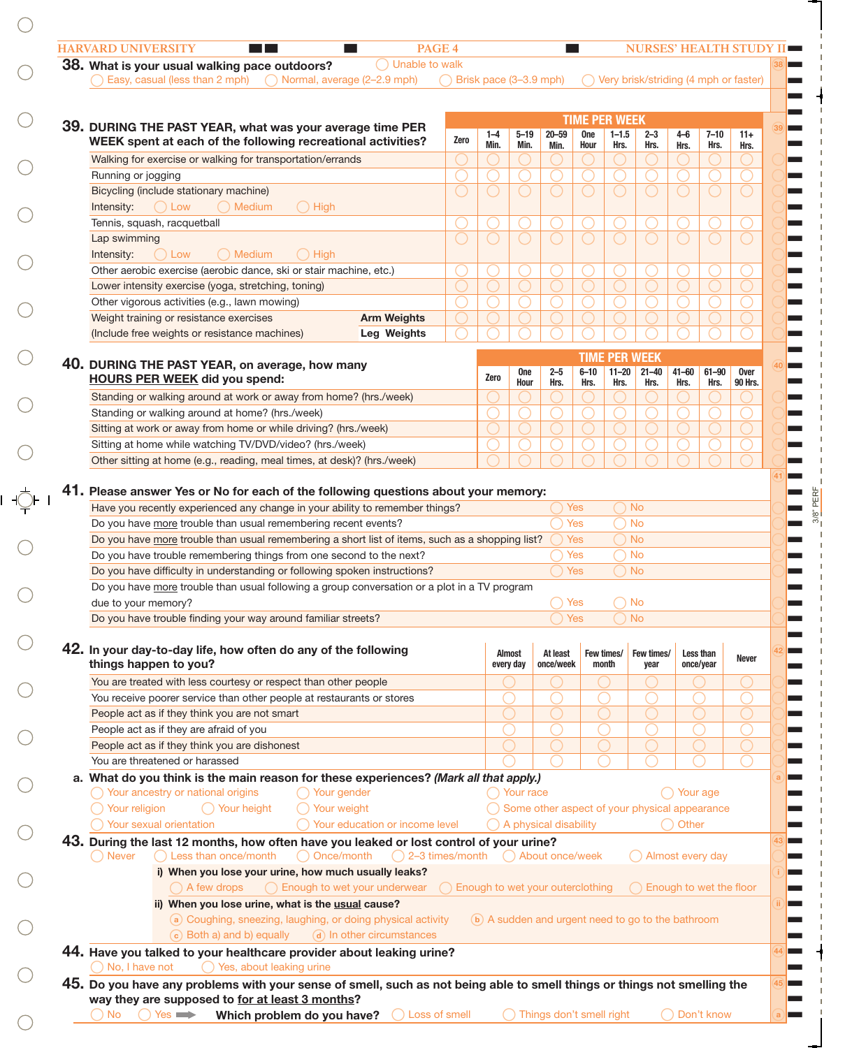**38. What is your usual walking pace outdoors?**

○ Unable to walk
○ Easy, casual (less than 2 mph) ○ Normal, average (2–2.9 mph) ○ Brisk pace (3–3.9 mph) ○ Very brisk/striding (4 mph or faster)

**39. DURING THE PAST YEAR, what was your average time PER WEEK spent at each of the following recreational activities?**

| | TIME PER WEEK | | | | | | | | | |
|---|---|---|---|---|---|---|---|---|---|---|
| | Zero | 1–4 Min. | 5–19 Min. | 20–59 Min. | One Hour | 1–1.5 Hrs. | 2–3 Hrs. | 4–6 Hrs. | 7–10 Hrs. | 11+ Hrs. |
| Walking for exercise or walking for transportation/errands | ○ | ○ | ○ | ○ | ○ | ○ | ○ | ○ | ○ | ○ |
| Running or jogging | ○ | ○ | ○ | ○ | ○ | ○ | ○ | ○ | ○ | ○ |
| Bicycling (include stationary machine) Intensity: ○ Low ○ Medium ○ High | ○ | ○ | ○ | ○ | ○ | ○ | ○ | ○ | ○ | ○ |
| Tennis, squash, racquetball | ○ | ○ | ○ | ○ | ○ | ○ | ○ | ○ | ○ | ○ |
| Lap swimming Intensity: ○ Low ○ Medium ○ High | ○ | ○ | ○ | ○ | ○ | ○ | ○ | ○ | ○ | ○ |
| Other aerobic exercise (aerobic dance, ski or stair machine, etc.) | ○ | ○ | ○ | ○ | ○ | ○ | ○ | ○ | ○ | ○ |
| Lower intensity exercise (yoga, stretching, toning) | ○ | ○ | ○ | ○ | ○ | ○ | ○ | ○ | ○ | ○ |
| Other vigorous activities (e.g., lawn mowing) | ○ | ○ | ○ | ○ | ○ | ○ | ○ | ○ | ○ | ○ |
| Weight training or resistance exercises — **Arm Weights** | ○ | ○ | ○ | ○ | ○ | ○ | ○ | ○ | ○ | ○ |
| (Include free weights or resistance machines) — **Leg Weights** | ○ | ○ | ○ | ○ | ○ | ○ | ○ | ○ | ○ | ○ |

**40. DURING THE PAST YEAR, on average, how many <u>HOURS PER WEEK</u> did you spend:**

| | TIME PER WEEK | | | | | | | | |
|---|---|---|---|---|---|---|---|---|---|
| | Zero | One Hour | 2–5 Hrs. | 6–10 Hrs. | 11–20 Hrs. | 21–40 Hrs. | 41–60 Hrs. | 61–90 Hrs. | Over 90 Hrs. |
| Standing or walking around at work or away from home? (hrs./week) | ○ | ○ | ○ | ○ | ○ | ○ | ○ | ○ | ○ |
| Standing or walking around at home? (hrs./week) | ○ | ○ | ○ | ○ | ○ | ○ | ○ | ○ | ○ |
| Sitting at work or away from home or while driving? (hrs./week) | ○ | ○ | ○ | ○ | ○ | ○ | ○ | ○ | ○ |
| Sitting at home while watching TV/DVD/video? (hrs./week) | ○ | ○ | ○ | ○ | ○ | ○ | ○ | ○ | ○ |
| Other sitting at home (e.g., reading, meal times, at desk)? (hrs./week) | ○ | ○ | ○ | ○ | ○ | ○ | ○ | ○ | ○ |

**41. Please answer Yes or No for each of the following questions about your memory:**

| | | |
|---|---|---|
| Have you recently experienced any change in your ability to remember things? | ○ Yes | ○ No |
| Do you have <u>more</u> trouble than usual remembering recent events? | ○ Yes | ○ No |
| Do you have <u>more</u> trouble than usual remembering a short list of items, such as a shopping list? | ○ Yes | ○ No |
| Do you have trouble remembering things from one second to the next? | ○ Yes | ○ No |
| Do you have difficulty in understanding or following spoken instructions? | ○ Yes | ○ No |
| Do you have <u>more</u> trouble than usual following a group conversation or a plot in a TV program due to your memory? | ○ Yes | ○ No |
| Do you have trouble finding your way around familiar streets? | ○ Yes | ○ No |

**42. In your day-to-day life, how often do any of the following things happen to you?**

| | Almost every day | At least once/week | Few times/ month | Few times/ year | Less than once/year | Never |
|---|---|---|---|---|---|---|
| You are treated with less courtesy or respect than other people | ○ | ○ | ○ | ○ | ○ | ○ |
| You receive poorer service than other people at restaurants or stores | ○ | ○ | ○ | ○ | ○ | ○ |
| People act as if they think you are not smart | ○ | ○ | ○ | ○ | ○ | ○ |
| People act as if they are afraid of you | ○ | ○ | ○ | ○ | ○ | ○ |
| People act as if they think you are dishonest | ○ | ○ | ○ | ○ | ○ | ○ |
| You are threatened or harassed | ○ | ○ | ○ | ○ | ○ | ○ |

**a. What do you think is the main reason for these experiences?** ***(Mark all that apply.)***

○ Your ancestry or national origins ○ Your gender ○ Your race ○ Your age
○ Your religion ○ Your height ○ Your weight ○ Some other aspect of your physical appearance
○ Your sexual orientation ○ Your education or income level ○ A physical disability ○ Other

**43. During the last 12 months, how often have you leaked or lost control of your urine?**

○ Never ○ Less than once/month ○ Once/month ○ 2–3 times/month ○ About once/week ○ Almost every day

**i) When you lose your urine, how much usually leaks?**

○ A few drops ○ Enough to wet your underwear ○ Enough to wet your outerclothing ○ Enough to wet the floor

**ii) When you lose urine, what is the <u>usual</u> cause?**

ⓐ Coughing, sneezing, laughing, or doing physical activity ⓑ A sudden and urgent need to go to the bathroom
ⓒ Both a) and b) equally ⓓ In other circumstances

**44. Have you talked to your healthcare provider about leaking urine?**

○ No, I have not ○ Yes, about leaking urine

**45. Do you have any problems with your sense of smell, such as not being able to smell things or things not smelling the way they are supposed to <u>for at least 3 months</u>?**

○ No ○ Yes ➡ **Which problem do you have?** ○ Loss of smell ○ Things don't smell right ○ Don't know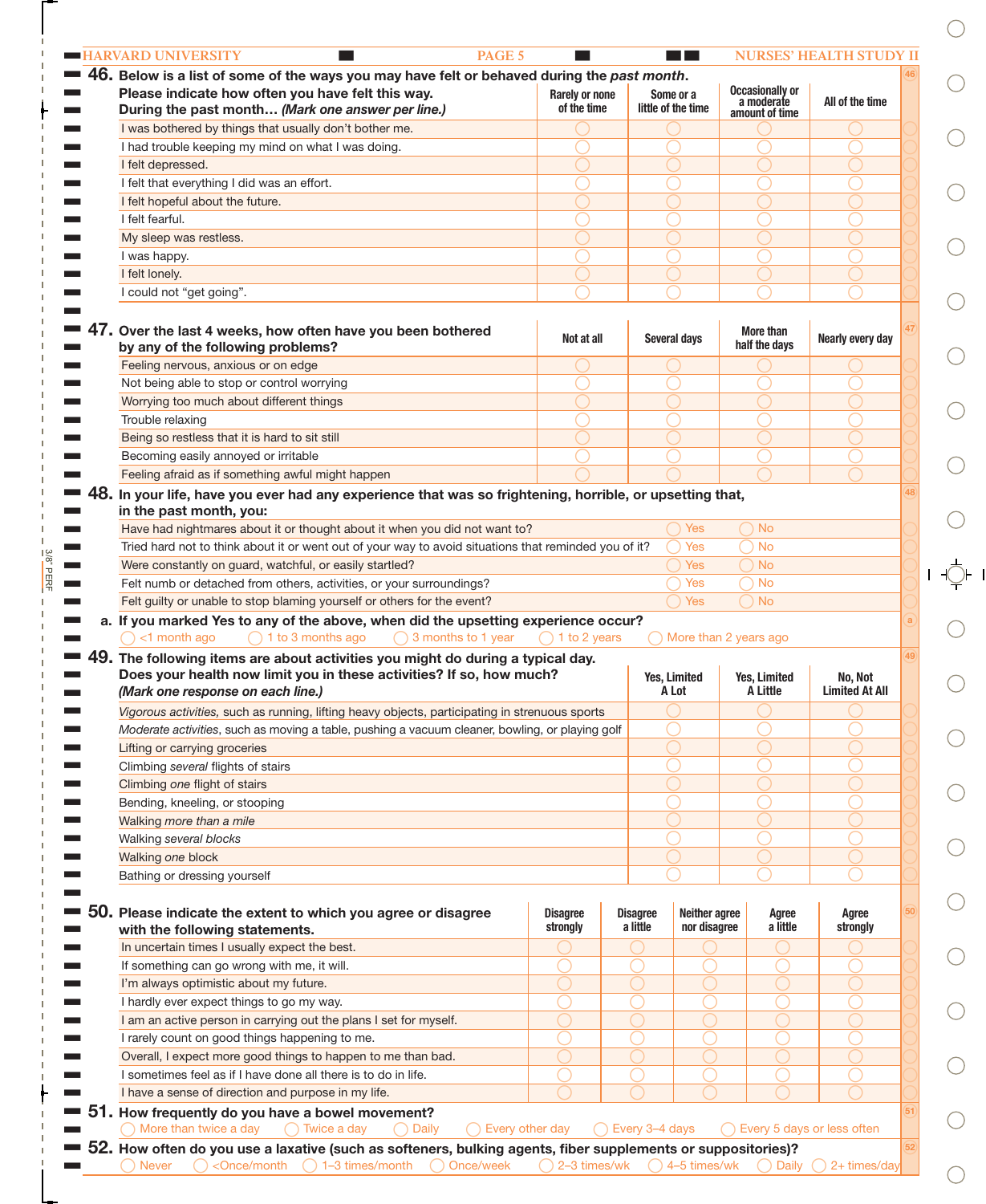**46. Below is a list of some of the ways you may have felt or behaved during the *past month*.**

| Please indicate how often you have felt this way. During the past month… *(Mark one answer per line.)* | Rarely or none of the time | Some or a little of the time | Occasionally or a moderate amount of time | All of the time |
|---|---|---|---|---|
| I was bothered by things that usually don't bother me. | ○ | ○ | ○ | ○ |
| I had trouble keeping my mind on what I was doing. | ○ | ○ | ○ | ○ |
| I felt depressed. | ○ | ○ | ○ | ○ |
| I felt that everything I did was an effort. | ○ | ○ | ○ | ○ |
| I felt hopeful about the future. | ○ | ○ | ○ | ○ |
| I felt fearful. | ○ | ○ | ○ | ○ |
| My sleep was restless. | ○ | ○ | ○ | ○ |
| I was happy. | ○ | ○ | ○ | ○ |
| I felt lonely. | ○ | ○ | ○ | ○ |
| I could not "get going". | ○ | ○ | ○ | ○ |

**47. Over the last 4 weeks, how often have you been bothered by any of the following problems?**

| | Not at all | Several days | More than half the days | Nearly every day |
|---|---|---|---|---|
| Feeling nervous, anxious or on edge | ○ | ○ | ○ | ○ |
| Not being able to stop or control worrying | ○ | ○ | ○ | ○ |
| Worrying too much about different things | ○ | ○ | ○ | ○ |
| Trouble relaxing | ○ | ○ | ○ | ○ |
| Being so restless that it is hard to sit still | ○ | ○ | ○ | ○ |
| Becoming easily annoyed or irritable | ○ | ○ | ○ | ○ |
| Feeling afraid as if something awful might happen | ○ | ○ | ○ | ○ |

**48. In your life, have you ever had any experience that was so frightening, horrible, or upsetting that, in the past month, you:**

| | | |
|---|---|---|
| Have had nightmares about it or thought about it when you did not want to? | ○ Yes | ○ No |
| Tried hard not to think about it or went out of your way to avoid situations that reminded you of it? | ○ Yes | ○ No |
| Were constantly on guard, watchful, or easily startled? | ○ Yes | ○ No |
| Felt numb or detached from others, activities, or your surroundings? | ○ Yes | ○ No |
| Felt guilty or unable to stop blaming yourself or others for the event? | ○ Yes | ○ No |

**a. If you marked Yes to any of the above, when did the upsetting experience occur?**

○ <1 month ago ○ 1 to 3 months ago ○ 3 months to 1 year ○ 1 to 2 years ○ More than 2 years ago

**49. The following items are about activities you might do during a typical day.**

| Does your health now limit you in these activities? If so, how much? *(Mark one response on each line.)* | Yes, Limited A Lot | Yes, Limited A Little | No, Not Limited At All |
|---|---|---|---|
| *Vigorous activities,* such as running, lifting heavy objects, participating in strenuous sports | ○ | ○ | ○ |
| *Moderate activities*, such as moving a table, pushing a vacuum cleaner, bowling, or playing golf | ○ | ○ | ○ |
| Lifting or carrying groceries | ○ | ○ | ○ |
| Climbing *several* flights of stairs | ○ | ○ | ○ |
| Climbing *one* flight of stairs | ○ | ○ | ○ |
| Bending, kneeling, or stooping | ○ | ○ | ○ |
| Walking *more than a mile* | ○ | ○ | ○ |
| Walking *several* blocks | ○ | ○ | ○ |
| Walking *one* block | ○ | ○ | ○ |
| Bathing or dressing yourself | ○ | ○ | ○ |

**50. Please indicate the extent to which you agree or disagree with the following statements.**

| | Disagree strongly | Disagree a little | Neither agree nor disagree | Agree a little | Agree strongly |
|---|---|---|---|---|---|
| In uncertain times I usually expect the best. | ○ | ○ | ○ | ○ | ○ |
| If something can go wrong with me, it will. | ○ | ○ | ○ | ○ | ○ |
| I'm always optimistic about my future. | ○ | ○ | ○ | ○ | ○ |
| I hardly ever expect things to go my way. | ○ | ○ | ○ | ○ | ○ |
| I am an active person in carrying out the plans I set for myself. | ○ | ○ | ○ | ○ | ○ |
| I rarely count on good things happening to me. | ○ | ○ | ○ | ○ | ○ |
| Overall, I expect more good things to happen to me than bad. | ○ | ○ | ○ | ○ | ○ |
| I sometimes feel as if I have done all there is to do in life. | ○ | ○ | ○ | ○ | ○ |
| I have a sense of direction and purpose in my life. | ○ | ○ | ○ | ○ | ○ |

**51. How frequently do you have a bowel movement?**

○ More than twice a day ○ Twice a day ○ Daily ○ Every other day ○ Every 3–4 days ○ Every 5 days or less often

**52. How often do you use a laxative (such as softeners, bulking agents, fiber supplements or suppositories)?**

○ Never ○ <Once/month ○ 1–3 times/month ○ Once/week ○ 2–3 times/wk ○ 4–5 times/wk ○ Daily ○ 2+ times/day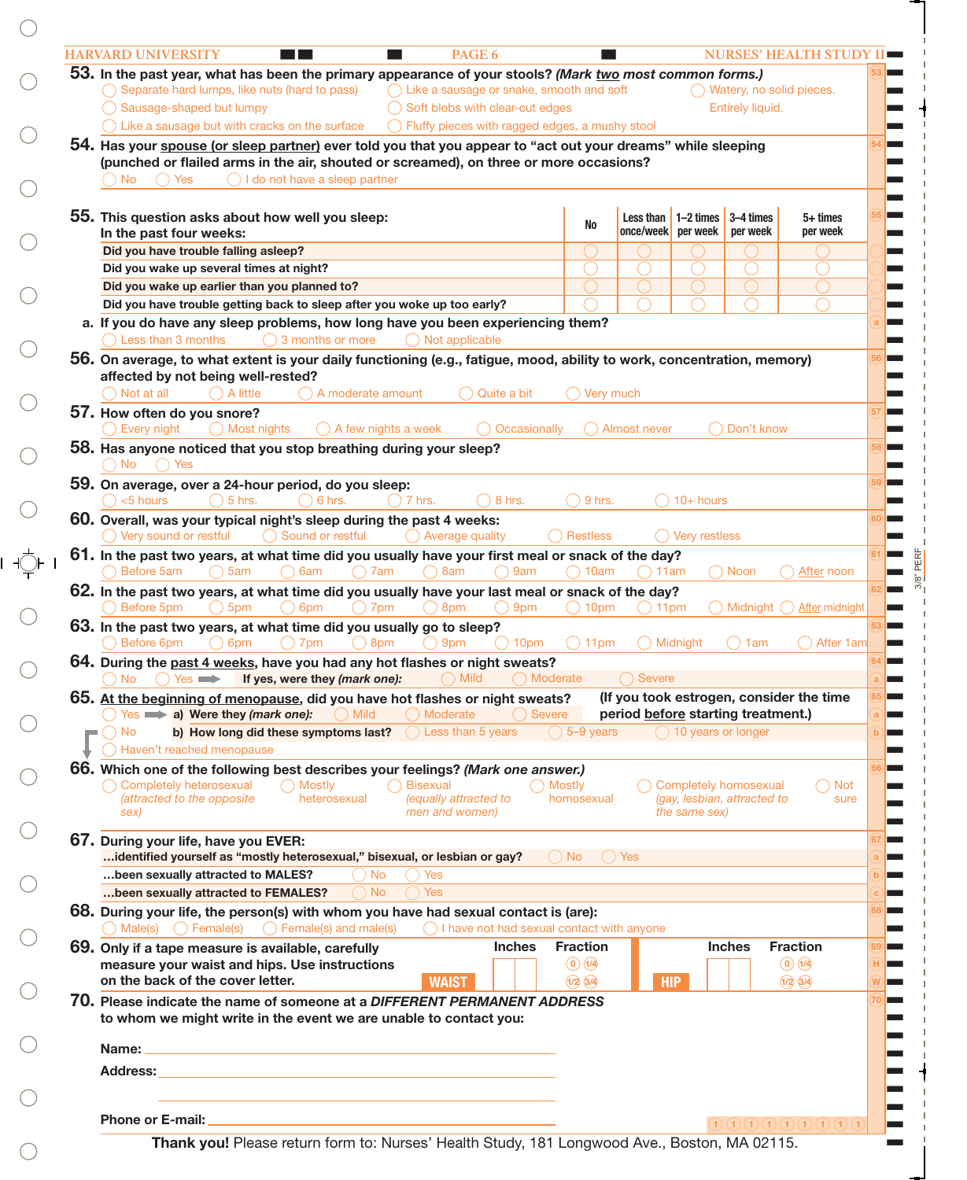**53.** In the past year, what has been the primary appearance of your stools? *(Mark two most common forms.)*

- ◯ Separate hard lumps, like nuts (hard to pass)
- ◯ Sausage-shaped but lumpy
- ◯ Like a sausage but with cracks on the surface
- ◯ Like a sausage or snake, smooth and soft
- ◯ Soft blobs with clear-cut edges
- ◯ Fluffy pieces with ragged edges, a mushy stool
- ◯ Watery, no solid pieces. Entirely liquid.

**54.** Has your spouse (or sleep partner) ever told you that you appear to "act out your dreams" while sleeping (punched or flailed arms in the air, shouted or screamed), on three or more occasions?

◯ No ◯ Yes ◯ I do not have a sleep partner

**55.** This question asks about how well you sleep:

| In the past four weeks: | No | Less than once/week | 1–2 times per week | 3–4 times per week | 5+ times per week |
|---|---|---|---|---|---|
| Did you have trouble falling asleep? | ◯ | ◯ | ◯ | ◯ | ◯ |
| Did you wake up several times at night? | ◯ | ◯ | ◯ | ◯ | ◯ |
| Did you wake up earlier than you planned to? | ◯ | ◯ | ◯ | ◯ | ◯ |
| Did you have trouble getting back to sleep after you woke up too early? | ◯ | ◯ | ◯ | ◯ | ◯ |

a. If you do have any sleep problems, how long have you been experiencing them?

◯ Less than 3 months ◯ 3 months or more ◯ Not applicable

**56.** On average, to what extent is your daily functioning (e.g., fatigue, mood, ability to work, concentration, memory) affected by not being well-rested?

◯ Not at all ◯ A little ◯ A moderate amount ◯ Quite a bit ◯ Very much

**57.** How often do you snore?

◯ Every night ◯ Most nights ◯ A few nights a week ◯ Occasionally ◯ Almost never ◯ Don't know

**58.** Has anyone noticed that you stop breathing during your sleep?

◯ No ◯ Yes

**59.** On average, over a 24-hour period, do you sleep:

◯ <5 hours ◯ 5 hrs. ◯ 6 hrs. ◯ 7 hrs. ◯ 8 hrs. ◯ 9 hrs. ◯ 10+ hours

**60.** Overall, was your typical night's sleep during the past 4 weeks:

◯ Very sound or restful ◯ Sound or restful ◯ Average quality ◯ Restless ◯ Very restless

**61.** In the past two years, at what time did you usually have your first meal or snack of the day?

◯ Before 5am ◯ 5am ◯ 6am ◯ 7am ◯ 8am ◯ 9am ◯ 10am ◯ 11am ◯ Noon ◯ After noon

**62.** In the past two years, at what time did you usually have your last meal or snack of the day?

◯ Before 5pm ◯ 5pm ◯ 6pm ◯ 7pm ◯ 8pm ◯ 9pm ◯ 10pm ◯ 11pm ◯ Midnight ◯ After midnight

**63.** In the past two years, at what time did you usually go to sleep?

◯ Before 6pm ◯ 7pm ◯ 8pm ◯ 9pm ◯ 10pm ◯ 11pm ◯ Midnight ◯ 1am ◯ After 1am

**64.** During the past 4 weeks, have you had any hot flashes or night sweats?

◯ No ◯ Yes ➡ **If yes, were they *(mark one)*:** ◯ Mild ◯ Moderate ◯ Severe

**65.** At the beginning of menopause, did you have hot flashes or night sweats? (If you took estrogen, consider the time period before starting treatment.)

◯ Yes ➡ **a) Were they *(mark one)*:** ◯ Mild ◯ Moderate ◯ Severe

**b) How long did these symptoms last?** ◯ Less than 5 years ◯ 5–9 years ◯ 10 years or longer

◯ No

◯ Haven't reached menopause

**66.** Which one of the following best describes your feelings? *(Mark one answer.)*

◯ Completely heterosexual *(attracted to the opposite sex)* ◯ Mostly heterosexual ◯ Bisexual *(equally attracted to men and women)* ◯ Mostly homosexual ◯ Completely homosexual *(gay, lesbian, attracted to the same sex)* ◯ Not sure

**67.** During your life, have you EVER:

| | | |
|---|---|---|
| ...identified yourself as "mostly heterosexual," bisexual, or lesbian or gay? | ◯ No | ◯ Yes |
| ...been sexually attracted to MALES? | ◯ No | ◯ Yes |
| ...been sexually attracted to FEMALES? | ◯ No | ◯ Yes |

**68.** During your life, the person(s) with whom you have had sexual contact is (are):

◯ Male(s) ◯ Female(s) ◯ Female(s) and male(s) ◯ I have not had sexual contact with anyone

**69.** Only if a tape measure is available, carefully measure your waist and hips. Use instructions on the back of the cover letter.

| | Inches | Fraction |
|---|---|---|
| WAIST | | ◯ 0 ◯ 1/4 ◯ 1/2 ◯ 3/4 |
| HIP | | ◯ 0 ◯ 1/4 ◯ 1/2 ◯ 3/4 |

**70.** Please indicate the name of someone at a *DIFFERENT PERMANENT ADDRESS* to whom we might write in the event we are unable to contact you:

Name: ______________________________

Address: ______________________________

______________________________

Phone or E-mail: ______________________________

**Thank you!** Please return form to: Nurses' Health Study, 181 Longwood Ave., Boston, MA 02115.